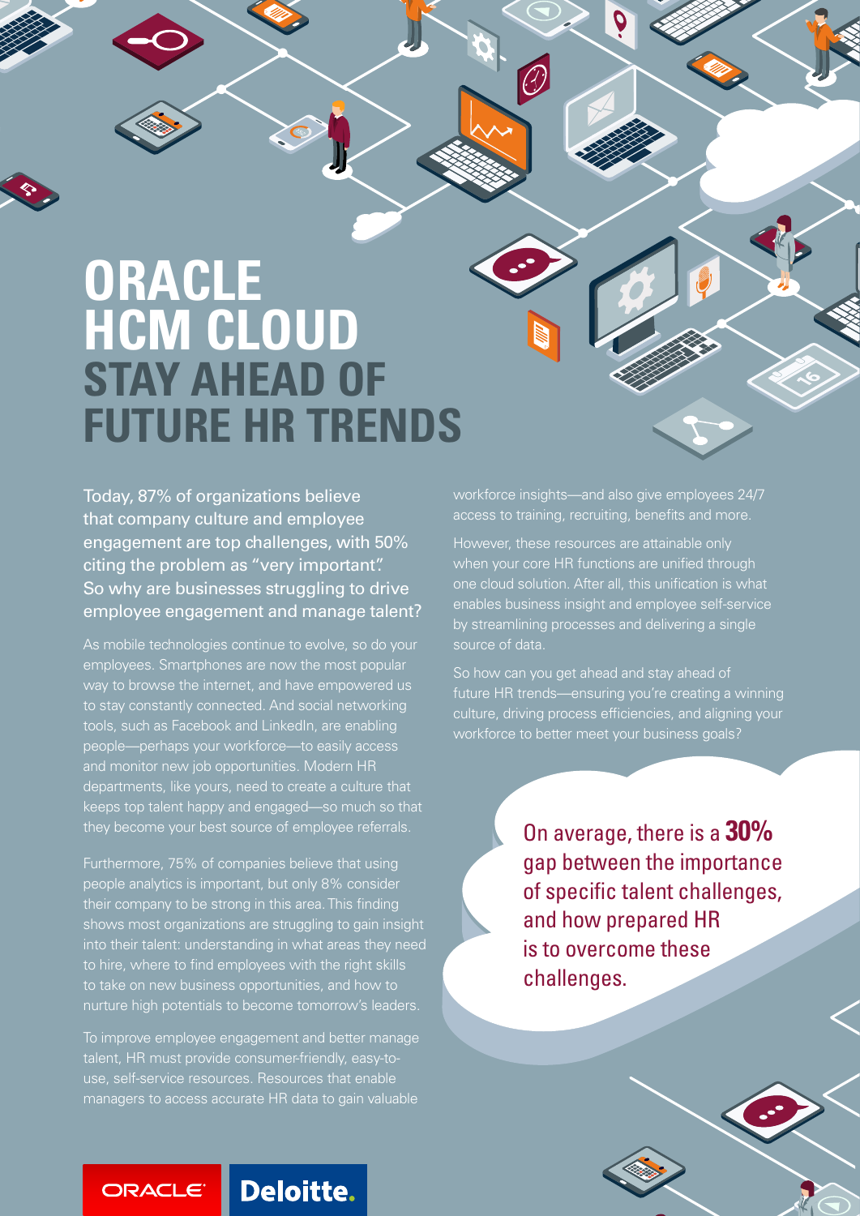# ORACLE HCM CLOUD

## STAY AHEAD OF FUTURE HR TRENDS

Today, 87% of organizations believe that company culture and employee engagement are top challenges, with 50% citing the problem as "very important". So why are businesses struggling to drive employee engagement and manage talent?

As mobile technologies continue to evolve, so do your employees. Smartphones are now the most popular way to browse the internet, and have empowered us to stay constantly connected. And social networking tools, such as Facebook and LinkedIn, are enabling people—perhaps your workforce—to easily access and monitor new job opportunities. Modern HR departments, like yours, need to create a culture that keeps top talent happy and engaged—so much so that they become your best source of employee referrals.

Furthermore, 75% of companies believe that using people analytics is important, but only 8% consider their company to be strong in this area. This finding shows most organizations are struggling to gain insight into their talent: understanding in what areas they need to hire, where to find employees with the right skills to take on new business opportunities, and how to nurture high potentials to become tomorrow's leaders.

To improve employee engagement and better manage talent, HR must provide consumer-friendly, easy-to-use, self-service resources. Resources that enable managers to access accurate HR data to gain valuable workforce insights—and also give employees 24/7 access to training, recruiting, benefits and more.

However, these resources are attainable only when your core HR functions are unified through one cloud solution. After all, this unification is what enables business insight and employee self-service by streamlining processes and delivering a single source of data.

So how can you get ahead and stay ahead of future HR trends—ensuring you're creating a winning culture, driving process efficiencies, and aligning your workforce to better meet your business goals?

On average, there is a **30%** gap between the importance of specific talent challenges, and how prepared HR is to overcome these challenges.

ORACLE Deloitte.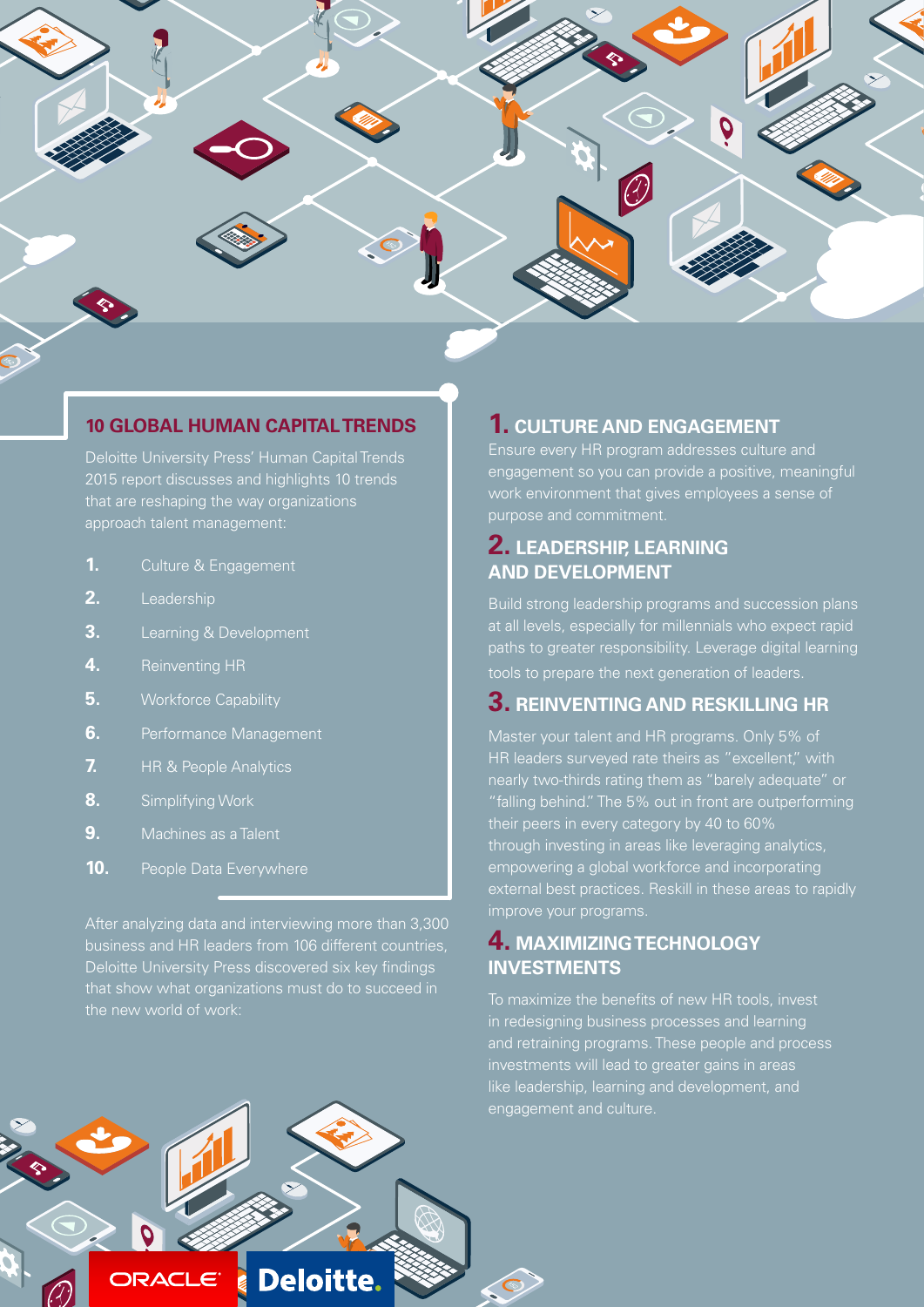## 10 GLOBAL HUMAN CAPITAL TRENDS

Deloitte University Press' Human Capital Trends 2015 report discusses and highlights 10 trends that are reshaping the way organizations approach talent management:

1. Culture & Engagement
2. Leadership
3. Learning & Development
4. Reinventing HR
5. Workforce Capability
6. Performance Management
7. HR & People Analytics
8. Simplifying Work
9. Machines as a Talent
10. People Data Everywhere

After analyzing data and interviewing more than 3,300 business and HR leaders from 106 different countries, Deloitte University Press discovered six key findings that show what organizations must do to succeed in the new world of work:

### 1. CULTURE AND ENGAGEMENT

Ensure every HR program addresses culture and engagement so you can provide a positive, meaningful work environment that gives employees a sense of purpose and commitment.

### 2. LEADERSHIP, LEARNING AND DEVELOPMENT

Build strong leadership programs and succession plans at all levels, especially for millennials who expect rapid paths to greater responsibility. Leverage digital learning tools to prepare the next generation of leaders.

### 3. REINVENTING AND RESKILLING HR

Master your talent and HR programs. Only 5% of HR leaders surveyed rate theirs as "excellent," with nearly two-thirds rating them as "barely adequate" or "falling behind." The 5% out in front are outperforming their peers in every category by 40 to 60% through investing in areas like leveraging analytics, empowering a global workforce and incorporating external best practices. Reskill in these areas to rapidly improve your programs.

### 4. MAXIMIZING TECHNOLOGY INVESTMENTS

To maximize the benefits of new HR tools, invest in redesigning business processes and learning and retraining programs. These people and process investments will lead to greater gains in areas like leadership, learning and development, and engagement and culture.

ORACLE | Deloitte.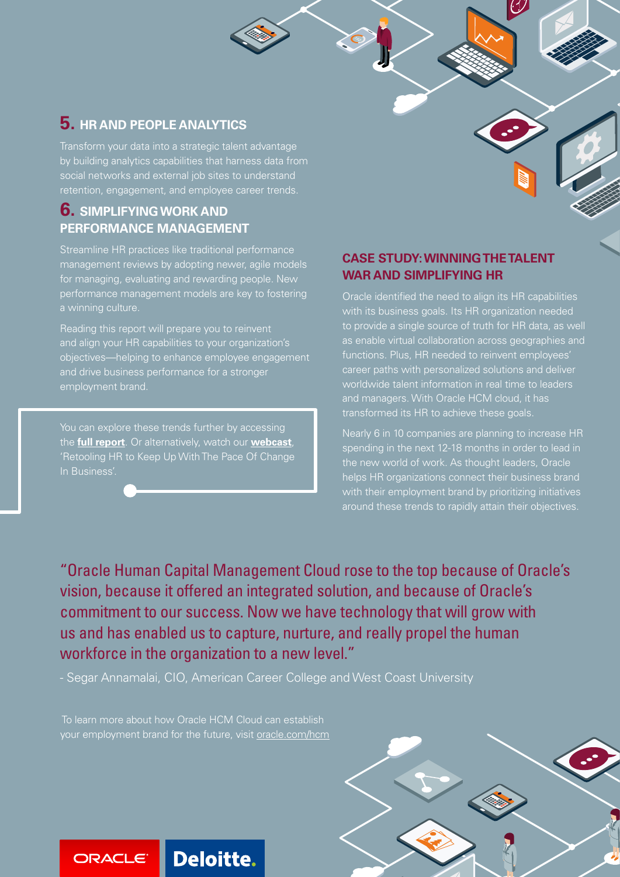## 5. HR AND PEOPLE ANALYTICS

Transform your data into a strategic talent advantage by building analytics capabilities that harness data from social networks and external job sites to understand retention, engagement, and employee career trends.

## 6. SIMPLIFYING WORK AND PERFORMANCE MANAGEMENT

Streamline HR practices like traditional performance management reviews by adopting newer, agile models for managing, evaluating and rewarding people. New performance management models are key to fostering a winning culture.

Reading this report will prepare you to reinvent and align your HR capabilities to your organization's objectives—helping to enhance employee engagement and drive business performance for a stronger employment brand.

You can explore these trends further by accessing the **full report**. Or alternatively, watch our **webcast**, 'Retooling HR to Keep Up With The Pace Of Change In Business'.

## CASE STUDY: WINNING THE TALENT WAR AND SIMPLIFYING HR

Oracle identified the need to align its HR capabilities with its business goals. Its HR organization needed to provide a single source of truth for HR data, as well as enable virtual collaboration across geographies and functions. Plus, HR needed to reinvent employees' career paths with personalized solutions and deliver worldwide talent information in real time to leaders and managers. With Oracle HCM cloud, it has transformed its HR to achieve these goals.

Nearly 6 in 10 companies are planning to increase HR spending in the next 12-18 months in order to lead in the new world of work. As thought leaders, Oracle helps HR organizations connect their business brand with their employment brand by prioritizing initiatives around these trends to rapidly attain their objectives.

"Oracle Human Capital Management Cloud rose to the top because of Oracle's vision, because it offered an integrated solution, and because of Oracle's commitment to our success. Now we have technology that will grow with us and has enabled us to capture, nurture, and really propel the human workforce in the organization to a new level."

- Segar Annamalai, CIO, American Career College and West Coast University

To learn more about how Oracle HCM Cloud can establish your employment brand for the future, visit oracle.com/hcm

ORACLE Deloitte.